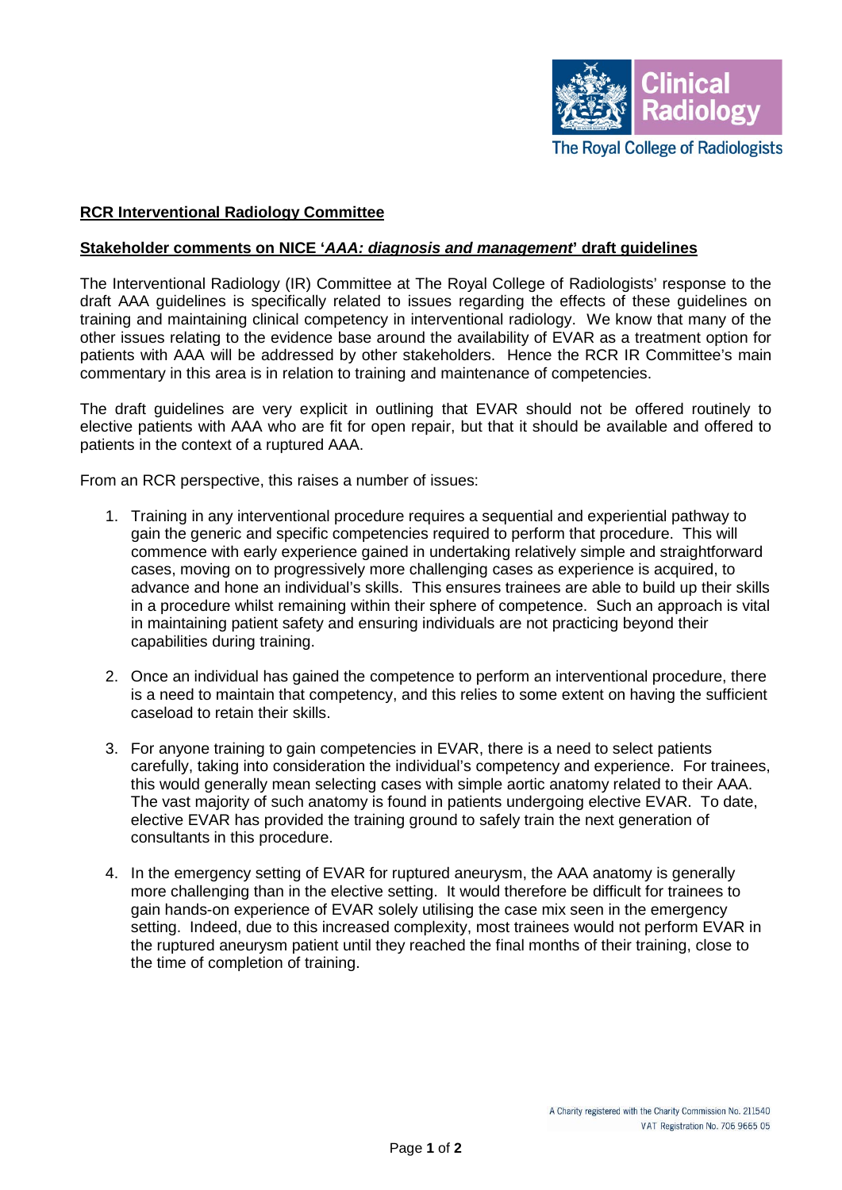**RCR Interventional Radiology Committee**

**Stakeholder comments on NICE '*AAA: diagnosis and management*' draft guidelines**

The Interventional Radiology (IR) Committee at The Royal College of Radiologists' response to the draft AAA guidelines is specifically related to issues regarding the effects of these guidelines on training and maintaining clinical competency in interventional radiology. We know that many of the other issues relating to the evidence base around the availability of EVAR as a treatment option for patients with AAA will be addressed by other stakeholders. Hence the RCR IR Committee's main commentary in this area is in relation to training and maintenance of competencies.

The draft guidelines are very explicit in outlining that EVAR should not be offered routinely to elective patients with AAA who are fit for open repair, but that it should be available and offered to patients in the context of a ruptured AAA.

From an RCR perspective, this raises a number of issues:

1. Training in any interventional procedure requires a sequential and experiential pathway to gain the generic and specific competencies required to perform that procedure. This will commence with early experience gained in undertaking relatively simple and straightforward cases, moving on to progressively more challenging cases as experience is acquired, to advance and hone an individual's skills. This ensures trainees are able to build up their skills in a procedure whilst remaining within their sphere of competence. Such an approach is vital in maintaining patient safety and ensuring individuals are not practicing beyond their capabilities during training.

2. Once an individual has gained the competence to perform an interventional procedure, there is a need to maintain that competency, and this relies to some extent on having the sufficient caseload to retain their skills.

3. For anyone training to gain competencies in EVAR, there is a need to select patients carefully, taking into consideration the individual's competency and experience. For trainees, this would generally mean selecting cases with simple aortic anatomy related to their AAA. The vast majority of such anatomy is found in patients undergoing elective EVAR. To date, elective EVAR has provided the training ground to safely train the next generation of consultants in this procedure.

4. In the emergency setting of EVAR for ruptured aneurysm, the AAA anatomy is generally more challenging than in the elective setting. It would therefore be difficult for trainees to gain hands-on experience of EVAR solely utilising the case mix seen in the emergency setting. Indeed, due to this increased complexity, most trainees would not perform EVAR in the ruptured aneurysm patient until they reached the final months of their training, close to the time of completion of training.

A Charity registered with the Charity Commission No. 211540
VAT Registration No. 706 9665 05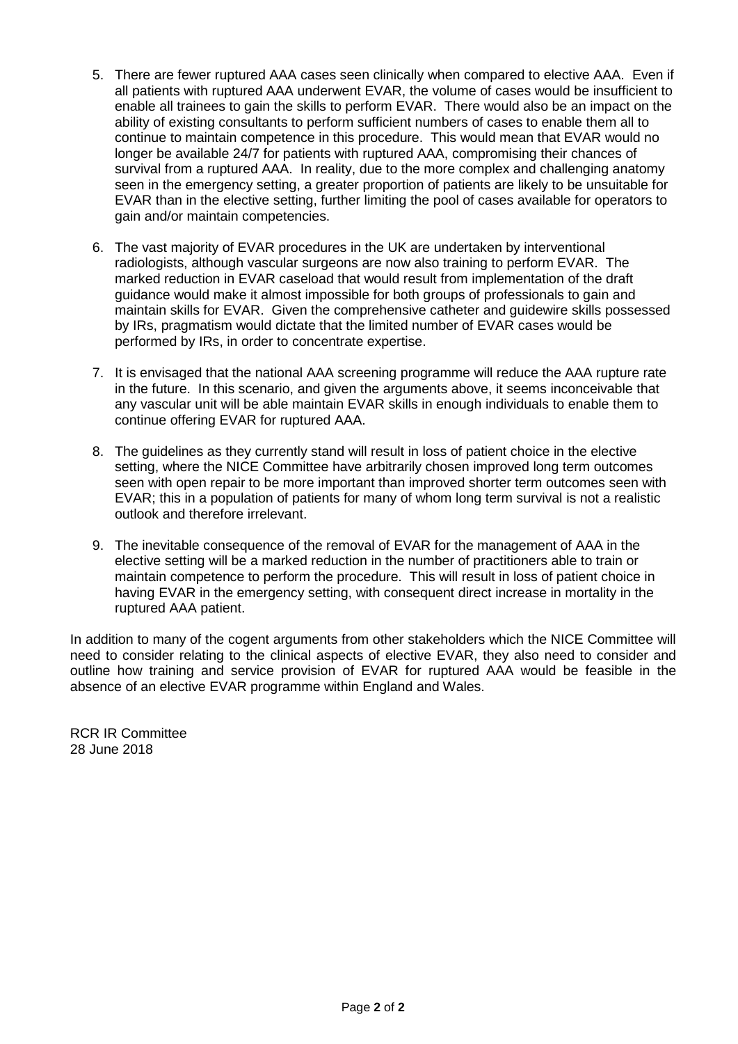5. There are fewer ruptured AAA cases seen clinically when compared to elective AAA. Even if all patients with ruptured AAA underwent EVAR, the volume of cases would be insufficient to enable all trainees to gain the skills to perform EVAR. There would also be an impact on the ability of existing consultants to perform sufficient numbers of cases to enable them all to continue to maintain competence in this procedure. This would mean that EVAR would no longer be available 24/7 for patients with ruptured AAA, compromising their chances of survival from a ruptured AAA. In reality, due to the more complex and challenging anatomy seen in the emergency setting, a greater proportion of patients are likely to be unsuitable for EVAR than in the elective setting, further limiting the pool of cases available for operators to gain and/or maintain competencies.

6. The vast majority of EVAR procedures in the UK are undertaken by interventional radiologists, although vascular surgeons are now also training to perform EVAR. The marked reduction in EVAR caseload that would result from implementation of the draft guidance would make it almost impossible for both groups of professionals to gain and maintain skills for EVAR. Given the comprehensive catheter and guidewire skills possessed by IRs, pragmatism would dictate that the limited number of EVAR cases would be performed by IRs, in order to concentrate expertise.

7. It is envisaged that the national AAA screening programme will reduce the AAA rupture rate in the future. In this scenario, and given the arguments above, it seems inconceivable that any vascular unit will be able maintain EVAR skills in enough individuals to enable them to continue offering EVAR for ruptured AAA.

8. The guidelines as they currently stand will result in loss of patient choice in the elective setting, where the NICE Committee have arbitrarily chosen improved long term outcomes seen with open repair to be more important than improved shorter term outcomes seen with EVAR; this in a population of patients for many of whom long term survival is not a realistic outlook and therefore irrelevant.

9. The inevitable consequence of the removal of EVAR for the management of AAA in the elective setting will be a marked reduction in the number of practitioners able to train or maintain competence to perform the procedure. This will result in loss of patient choice in having EVAR in the emergency setting, with consequent direct increase in mortality in the ruptured AAA patient.

In addition to many of the cogent arguments from other stakeholders which the NICE Committee will need to consider relating to the clinical aspects of elective EVAR, they also need to consider and outline how training and service provision of EVAR for ruptured AAA would be feasible in the absence of an elective EVAR programme within England and Wales.

RCR IR Committee
28 June 2018